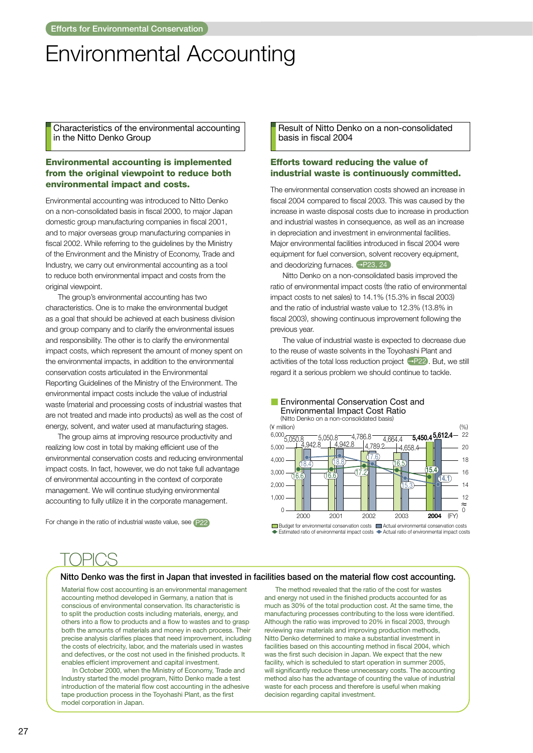Efforts for Environmental Conservation

# Environmental Accounting

## Characteristics of the environmental accounting in the Nitto Denko Group

### Environmental accounting is implemented from the original viewpoint to reduce both environmental impact and costs.

Environmental accounting was introduced to Nitto Denko on a non-consolidated basis in fiscal 2000, to major Japan domestic group manufacturing companies in fiscal 2001, and to major overseas group manufacturing companies in fiscal 2002. While referring to the guidelines by the Ministry of the Environment and the Ministry of Economy, Trade and Industry, we carry out environmental accounting as a tool to reduce both environmental impact and costs from the original viewpoint.

The group's environmental accounting has two characteristics. One is to make the environmental budget as a goal that should be achieved at each business division and group company and to clarify the environmental issues and responsibility. The other is to clarify the environmental impact costs, which represent the amount of money spent on the environmental impacts, in addition to the environmental conservation costs articulated in the Environmental Reporting Guidelines of the Ministry of the Environment. The environmental impact costs include the value of industrial waste (material and processing costs of industrial wastes that are not treated and made into products) as well as the cost of energy, solvent, and water used at manufacturing stages.

The group aims at improving resource productivity and realizing low cost in total by making efficient use of the environmental conservation costs and reducing environmental impact costs. In fact, however, we do not take full advantage of environmental accounting in the context of corporate management. We will continue studying environmental accounting to fully utilize it in the corporate management.

For change in the ratio of industrial waste value, see P22

## Result of Nitto Denko on a non-consolidated basis in fiscal 2004

### Efforts toward reducing the value of industrial waste is continuously committed.

The environmental conservation costs showed an increase in fiscal 2004 compared to fiscal 2003. This was caused by the increase in waste disposal costs due to increase in production and industrial wastes in consequence, as well as an increase in depreciation and investment in environmental facilities. Major environmental facilities introduced in fiscal 2004 were equipment for fuel conversion, solvent recovery equipment, and deodorizing furnaces. →P23, 24

Nitto Denko on a non-consolidated basis improved the ratio of environmental impact costs (the ratio of environmental impact costs to net sales) to 14.1% (15.3% in fiscal 2003) and the ratio of industrial waste value to 12.3% (13.8% in fiscal 2003), showing continuous improvement following the previous year.

The value of industrial waste is expected to decrease due to the reuse of waste solvents in the Toyohashi Plant and activities of the total loss reduction project →P22. But, we still regard it a serious problem we should continue to tackle.

**Environmental Conservation Cost and Environmental Impact Cost Ratio**
(Nitto Denko on a non-consolidated basis)

| FY | Budget for environmental conservation costs (¥ million) | Actual environmental conservation costs (¥ million) | Estimated ratio of environmental impact costs (%) | Actual ratio of environmental impact costs (%) |
|---|---|---|---|---|
| 2000 | 5,050.8 | 4,942.8 | 16.6 | 18.4 |
| 2001 | 5,050.8 | 4,942.8 | 16.6 | 18.8 |
| 2002 | 4,786.8 | 4,789.2 | 17.2 | 17.6 |
| 2003 | 4,664.4 | 4,658.4 | 16.5 | 15.3 |
| 2004 | 5,450.4 | 5,612.4 | 15.4 | 14.1 |

# TOPICS

## Nitto Denko was the first in Japan that invested in facilities based on the material flow cost accounting.

Material flow cost accounting is an environmental management accounting method developed in Germany, a nation that is conscious of environmental conservation. Its characteristic is to split the production costs including materials, energy, and others into a flow to products and a flow to wastes and to grasp both the amounts of materials and money in each process. Their precise analysis clarifies places that need improvement, including the costs of electricity, labor, and the materials used in wastes and defectives, or the cost not used in the finished products. It enables efficient improvement and capital investment.

In October 2000, when the Ministry of Economy, Trade and Industry started the model program, Nitto Denko made a test introduction of the material flow cost accounting in the adhesive tape production process in the Toyohashi Plant, as the first model corporation in Japan.

The method revealed that the ratio of the cost for wastes and energy not used in the finished products accounted for as much as 30% of the total production cost. At the same time, the manufacturing processes contributing to the loss were identified. Although the ratio was improved to 20% in fiscal 2003, through reviewing raw materials and improving production methods, Nitto Denko determined to make a substantial investment in facilities based on this accounting method in fiscal 2004, which was the first such decision in Japan. We expect that the new facility, which is scheduled to start operation in summer 2005, will significantly reduce these unnecessary costs. The accounting method also has the advantage of counting the value of industrial waste for each process and therefore is useful when making decision regarding capital investment.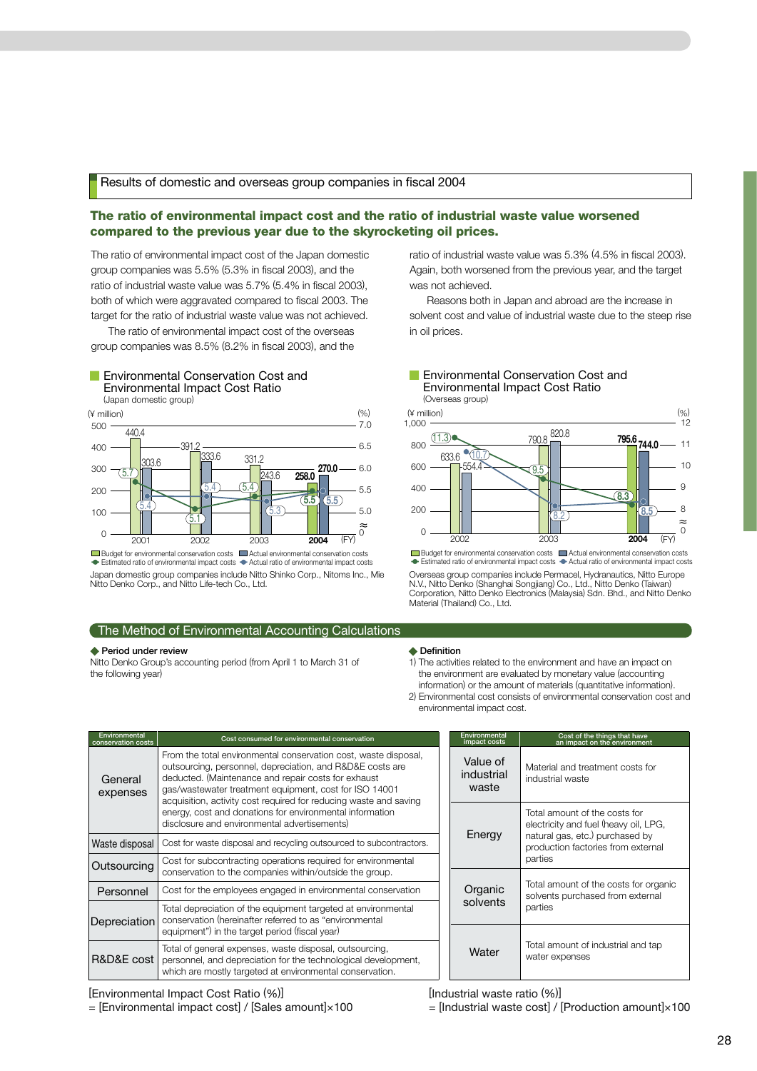## Results of domestic and overseas group companies in fiscal 2004

### The ratio of environmental impact cost and the ratio of industrial waste value worsened compared to the previous year due to the skyrocketing oil prices.

The ratio of environmental impact cost of the Japan domestic group companies was 5.5% (5.3% in fiscal 2003), and the ratio of industrial waste value was 5.7% (5.4% in fiscal 2003), both of which were aggravated compared to fiscal 2003. The target for the ratio of industrial waste value was not achieved.

The ratio of environmental impact cost of the overseas group companies was 8.5% (8.2% in fiscal 2003), and the ratio of industrial waste value was 5.3% (4.5% in fiscal 2003). Again, both worsened from the previous year, and the target was not achieved.

Reasons both in Japan and abroad are the increase in solvent cost and value of industrial waste due to the steep rise in oil prices.

#### Environmental Conservation Cost and Environmental Impact Cost Ratio
(Japan domestic group)

(¥ million) (%)
500 400 300 200 100 0
7.0 6.5 6.0 5.5 5.0 0
440.4 303.6 391.2 333.6 331.2 243.6 258.0 270.0
5.7 5.4 5.1 5.4 5.4 5.3 5.5 5.5
2001 2002 2003 2004 (FY)

Budget for environmental conservation costs / Actual environmental conservation costs / Estimated ratio of environmental impact costs / Actual ratio of environmental impact costs

Japan domestic group companies include Nitto Shinko Corp., Nitoms Inc., Mie Nitto Denko Corp., and Nitto Life-tech Co., Ltd.

#### Environmental Conservation Cost and Environmental Impact Cost Ratio
(Overseas group)

(¥ million) (%)
1,000 800 600 400 200 0
12 11 10 9 8 0
633.6 554.4 790.8 820.8 795.6 744.0
11.3 10.7 9.5 8.2 8.3 8.5
2002 2003 2004 (FY)

Budget for environmental conservation costs / Actual environmental conservation costs / Estimated ratio of environmental impact costs / Actual ratio of environmental impact costs

Overseas group companies include Permacel, Hydranautics, Nitto Europe N.V., Nitto Denko (Shanghai Songjiang) Co., Ltd., Nitto Denko (Taiwan) Corporation, Nitto Denko Electronics (Malaysia) Sdn. Bhd., and Nitto Denko Material (Thailand) Co., Ltd.

## The Method of Environmental Accounting Calculations

**◆ Period under review**

Nitto Denko Group's accounting period (from April 1 to March 31 of the following year)

**◆ Definition**

1) The activities related to the environment and have an impact on the environment are evaluated by monetary value (accounting information) or the amount of materials (quantitative information).
2) Environmental cost consists of environmental conservation cost and environmental impact cost.

| Environmental conservation costs | Cost consumed for environmental conservation |
|---|---|
| General expenses | From the total environmental conservation cost, waste disposal, outsourcing, personnel, depreciation, and R&D&E costs are deducted. (Maintenance and repair costs for exhaust gas/wastewater treatment equipment, cost for ISO 14001 acquisition, activity cost required for reducing waste and saving energy, cost and donations for environmental information disclosure and environmental advertisements) |
| Waste disposal | Cost for waste disposal and recycling outsourced to subcontractors. |
| Outsourcing | Cost for subcontracting operations required for environmental conservation to the companies within/outside the group. |
| Personnel | Cost for the employees engaged in environmental conservation |
| Depreciation | Total depreciation of the equipment targeted at environmental conservation (hereinafter referred to as "environmental equipment") in the target period (fiscal year) |
| R&D&E cost | Total of general expenses, waste disposal, outsourcing, personnel, and depreciation for the technological development, which are mostly targeted at environmental conservation. |

| Environmental impact costs | Cost of the things that have an impact on the environment |
|---|---|
| Value of industrial waste | Material and treatment costs for industrial waste |
| Energy | Total amount of the costs for electricity and fuel (heavy oil, LPG, natural gas, etc.) purchased by production factories from external parties |
| Organic solvents | Total amount of the costs for organic solvents purchased from external parties |
| Water | Total amount of industrial and tap water expenses |

[Environmental Impact Cost Ratio (%)]
= [Environmental impact cost] / [Sales amount]×100

[Industrial waste ratio (%)]
= [Industrial waste cost] / [Production amount]×100